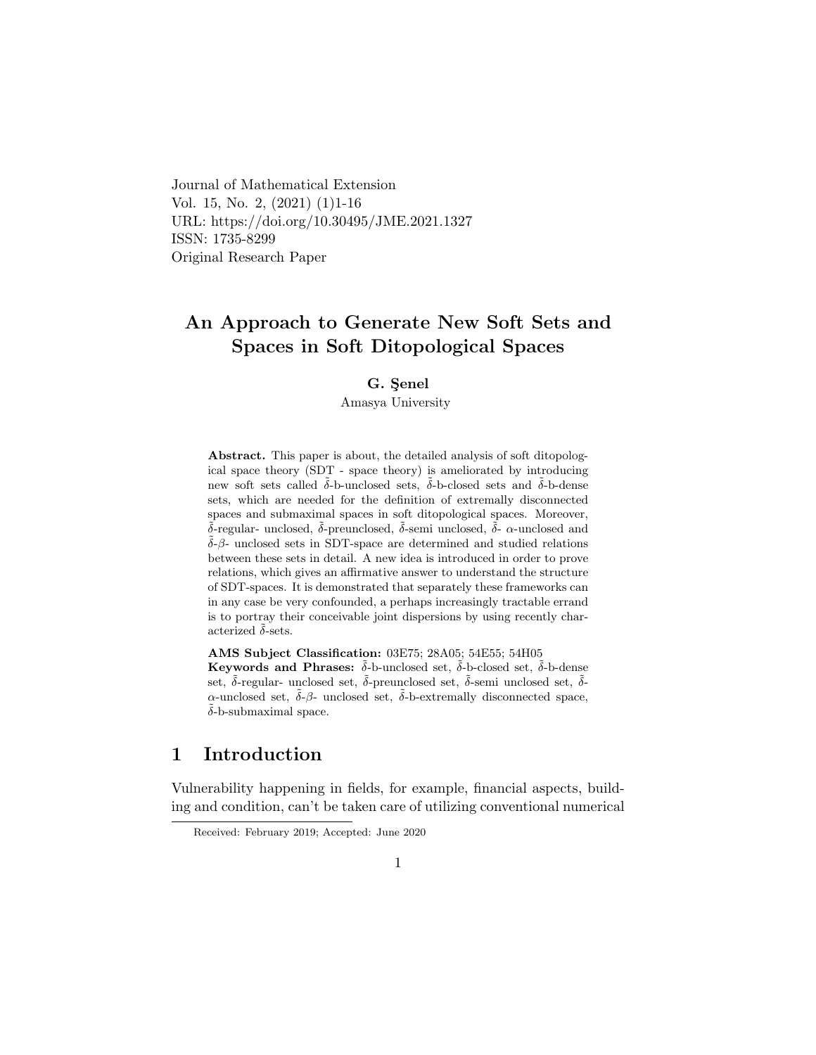Journal of Mathematical Extension
Vol. 15, No. 2, (2021) (1)1-16
URL: https://doi.org/10.30495/JME.2021.1327
ISSN: 1735-8299
Original Research Paper

# An Approach to Generate New Soft Sets and Spaces in Soft Ditopological Spaces

**G. Şenel**

Amasya University

**Abstract.** This paper is about, the detailed analysis of soft ditopological space theory (SDT - space theory) is ameliorated by introducing new soft sets called $\tilde{\delta}$-b-unclosed sets, $\tilde{\delta}$-b-closed sets and $\tilde{\delta}$-b-dense sets, which are needed for the definition of extremally disconnected spaces and submaximal spaces in soft ditopological spaces. Moreover, $\tilde{\delta}$-regular- unclosed, $\tilde{\delta}$-preunclosed, $\tilde{\delta}$-semi unclosed, $\tilde{\delta}$- $\alpha$-unclosed and $\tilde{\delta}$-$\beta$- unclosed sets in SDT-space are determined and studied relations between these sets in detail. A new idea is introduced in order to prove relations, which gives an affirmative answer to understand the structure of SDT-spaces. It is demonstrated that separately these frameworks can in any case be very confounded, a perhaps increasingly tractable errand is to portray their conceivable joint dispersions by using recently characterized $\tilde{\delta}$-sets.

**AMS Subject Classification:** 03E75; 28A05; 54E55; 54H05
**Keywords and Phrases:** $\tilde{\delta}$-b-unclosed set, $\tilde{\delta}$-b-closed set, $\tilde{\delta}$-b-dense set, $\tilde{\delta}$-regular- unclosed set, $\tilde{\delta}$-preunclosed set, $\tilde{\delta}$-semi unclosed set, $\tilde{\delta}$-$\alpha$-unclosed set, $\tilde{\delta}$-$\beta$- unclosed set, $\tilde{\delta}$-b-extremally disconnected space, $\tilde{\delta}$-b-submaximal space.

## 1 Introduction

Vulnerability happening in fields, for example, financial aspects, building and condition, can't be taken care of utilizing conventional numerical

Received: February 2019; Accepted: June 2020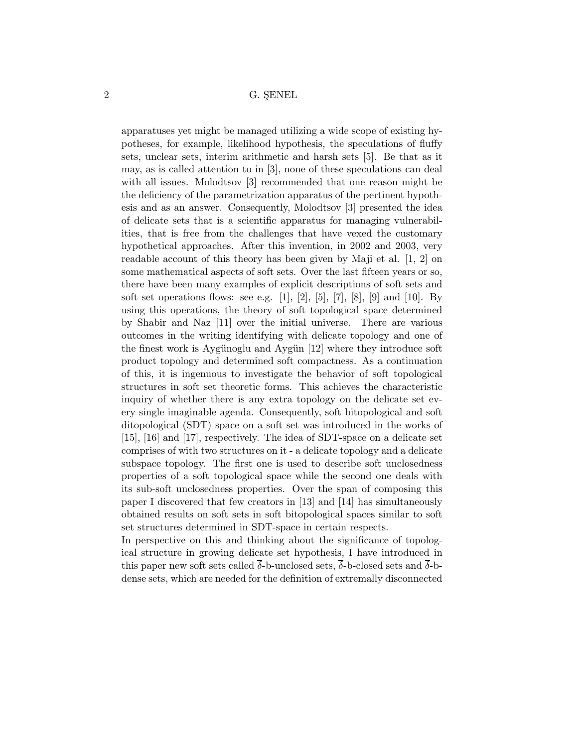apparatuses yet might be managed utilizing a wide scope of existing hypotheses, for example, likelihood hypothesis, the speculations of fluffy sets, unclear sets, interim arithmetic and harsh sets [5]. Be that as it may, as is called attention to in [3], none of these speculations can deal with all issues. Molodtsov [3] recommended that one reason might be the deficiency of the parametrization apparatus of the pertinent hypothesis and as an answer. Consequently, Molodtsov [3] presented the idea of delicate sets that is a scientific apparatus for managing vulnerabilities, that is free from the challenges that have vexed the customary hypothetical approaches. After this invention, in 2002 and 2003, very readable account of this theory has been given by Maji et al. [1, 2] on some mathematical aspects of soft sets. Over the last fifteen years or so, there have been many examples of explicit descriptions of soft sets and soft set operations flows: see e.g. [1], [2], [5], [7], [8], [9] and [10]. By using this operations, the theory of soft topological space determined by Shabir and Naz [11] over the initial universe. There are various outcomes in the writing identifying with delicate topology and one of the finest work is Aygünoglu and Aygün [12] where they introduce soft product topology and determined soft compactness. As a continuation of this, it is ingenuous to investigate the behavior of soft topological structures in soft set theoretic forms. This achieves the characteristic inquiry of whether there is any extra topology on the delicate set every single imaginable agenda. Consequently, soft bitopological and soft ditopological (SDT) space on a soft set was introduced in the works of [15], [16] and [17], respectively. The idea of SDT-space on a delicate set comprises of with two structures on it - a delicate topology and a delicate subspace topology. The first one is used to describe soft unclosedness properties of a soft topological space while the second one deals with its sub-soft unclosedness properties. Over the span of composing this paper I discovered that few creators in [13] and [14] has simultaneously obtained results on soft sets in soft bitopological spaces similar to soft set structures determined in SDT-space in certain respects.

In perspective on this and thinking about the significance of topological structure in growing delicate set hypothesis, I have introduced in this paper new soft sets called $\overline{\delta}$-b-unclosed sets, $\overline{\delta}$-b-closed sets and $\overline{\delta}$-b-dense sets, which are needed for the definition of extremally disconnected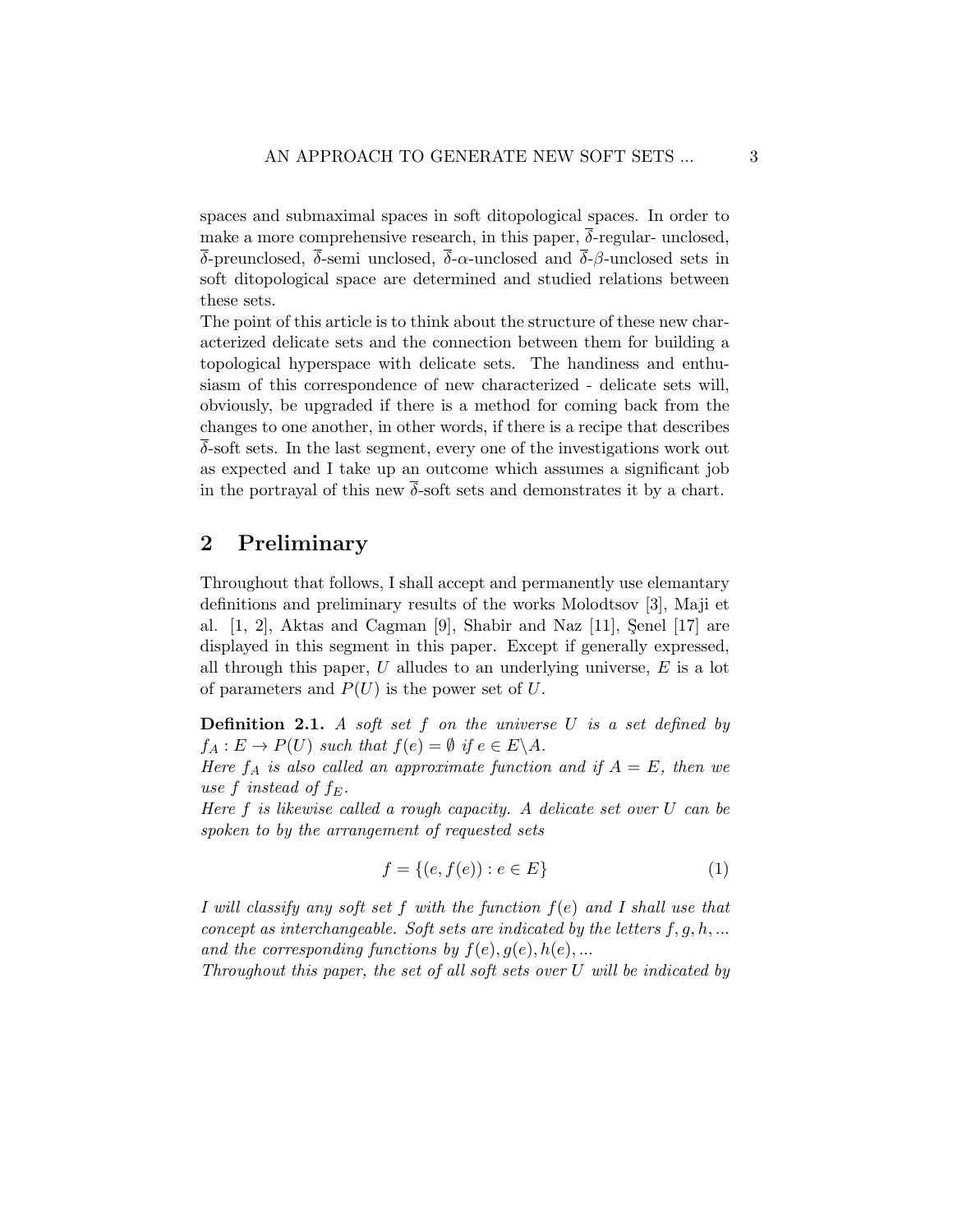spaces and submaximal spaces in soft ditopological spaces. In order to make a more comprehensive research, in this paper, $\overline{\delta}$-regular- unclosed, $\overline{\delta}$-preunclosed, $\overline{\delta}$-semi unclosed, $\overline{\delta}$-$\alpha$-unclosed and $\overline{\delta}$-$\beta$-unclosed sets in soft ditopological space are determined and studied relations between these sets.

The point of this article is to think about the structure of these new characterized delicate sets and the connection between them for building a topological hyperspace with delicate sets. The handiness and enthusiasm of this correspondence of new characterized - delicate sets will, obviously, be upgraded if there is a method for coming back from the changes to one another, in other words, if there is a recipe that describes $\overline{\delta}$-soft sets. In the last segment, every one of the investigations work out as expected and I take up an outcome which assumes a significant job in the portrayal of this new $\overline{\delta}$-soft sets and demonstrates it by a chart.

## 2 Preliminary

Throughout that follows, I shall accept and permanently use elemantary definitions and preliminary results of the works Molodtsov [3], Maji et al. [1, 2], Aktas and Cagman [9], Shabir and Naz [11], Şenel [17] are displayed in this segment in this paper. Except if generally expressed, all through this paper, $U$ alludes to an underlying universe, $E$ is a lot of parameters and $P(U)$ is the power set of $U$.

**Definition 2.1.** *A soft set $f$ on the universe $U$ is a set defined by $f_A : E \to P(U)$ such that $f(e) = \emptyset$ if $e \in E \backslash A$.*
*Here $f_A$ is also called an approximate function and if $A = E$, then we use $f$ instead of $f_E$.*
*Here $f$ is likewise called a rough capacity. A delicate set over $U$ can be spoken to by the arrangement of requested sets*

$$f = \{(e, f(e)) : e \in E\} \tag{1}$$

*I will classify any soft set $f$ with the function $f(e)$ and I shall use that concept as interchangeable. Soft sets are indicated by the letters $f, g, h, ...$ and the corresponding functions by $f(e), g(e), h(e), ...$*
*Throughout this paper, the set of all soft sets over $U$ will be indicated by*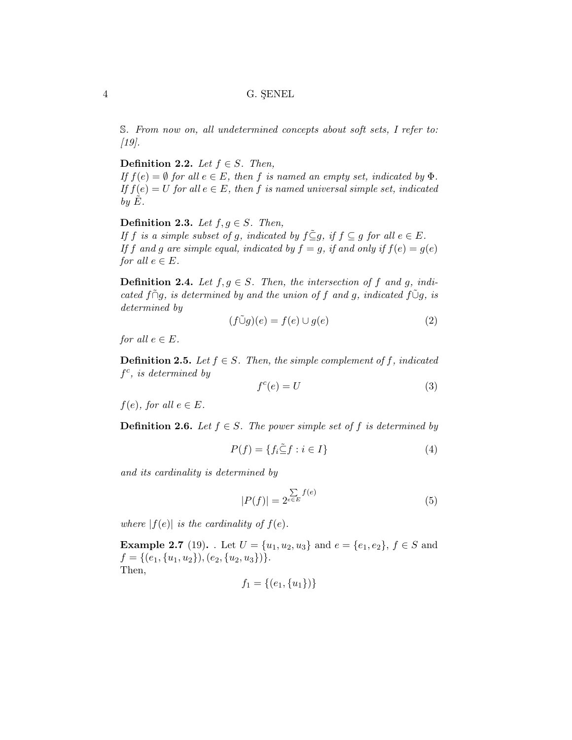$\mathbb{S}$. *From now on, all undetermined concepts about soft sets, I refer to: [19].*

**Definition 2.2.** *Let $f \in S$. Then,*
*If $f(e) = \emptyset$ for all $e \in E$, then $f$ is named an empty set, indicated by $\Phi$.*
*If $f(e) = U$ for all $e \in E$, then $f$ is named universal simple set, indicated by $\tilde{E}$.*

**Definition 2.3.** *Let $f, g \in S$. Then,*
*If $f$ is a simple subset of $g$, indicated by $f \tilde{\subseteq} g$, if $f \subseteq g$ for all $e \in E$.*
*If $f$ and $g$ are simple equal, indicated by $f = g$, if and only if $f(e) = g(e)$ for all $e \in E$.*

**Definition 2.4.** *Let $f, g \in S$. Then, the intersection of $f$ and $g$, indicated $f \tilde{\cap} g$, is determined by and the union of $f$ and $g$, indicated $f \tilde{\cup} g$, is determined by*

$$(f \tilde{\cup} g)(e) = f(e) \cup g(e) \tag{2}$$

*for all $e \in E$.*

**Definition 2.5.** *Let $f \in S$. Then, the simple complement of $f$, indicated $f^c$, is determined by*

$$f^c(e) = U \tag{3}$$

*$f(e)$, for all $e \in E$.*

**Definition 2.6.** *Let $f \in S$. The power simple set of $f$ is determined by*

$$P(f) = \{f_i \tilde{\subseteq} f : i \in I\} \tag{4}$$

*and its cardinality is determined by*

$$|P(f)| = 2^{\sum_{e \in E} f(e)} \tag{5}$$

*where $|f(e)|$ is the cardinality of $f(e)$.*

**Example 2.7** (19)**.** . Let $U = \{u_1, u_2, u_3\}$ and $e = \{e_1, e_2\}$, $f \in S$ and $f = \{(e_1, \{u_1, u_2\}), (e_2, \{u_2, u_3\})\}$.
Then,

$$f_1 = \{(e_1, \{u_1\})\}$$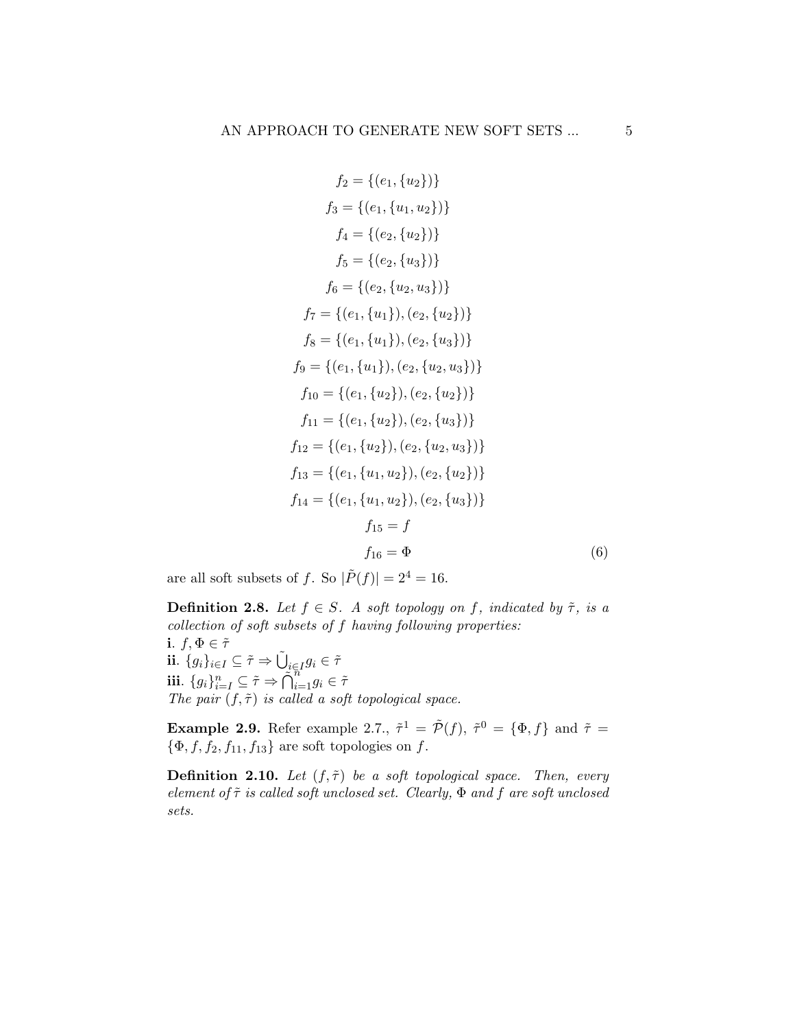$$
\begin{aligned}
f_2 &= \{(e_1, \{u_2\})\} \\
f_3 &= \{(e_1, \{u_1, u_2\})\} \\
f_4 &= \{(e_2, \{u_2\})\} \\
f_5 &= \{(e_2, \{u_3\})\} \\
f_6 &= \{(e_2, \{u_2, u_3\})\} \\
f_7 &= \{(e_1, \{u_1\}), (e_2, \{u_2\})\} \\
f_8 &= \{(e_1, \{u_1\}), (e_2, \{u_3\})\} \\
f_9 &= \{(e_1, \{u_1\}), (e_2, \{u_2, u_3\})\} \\
f_{10} &= \{(e_1, \{u_2\}), (e_2, \{u_2\})\} \\
f_{11} &= \{(e_1, \{u_2\}), (e_2, \{u_3\})\} \\
f_{12} &= \{(e_1, \{u_2\}), (e_2, \{u_2, u_3\})\} \\
f_{13} &= \{(e_1, \{u_1, u_2\}), (e_2, \{u_2\})\} \\
f_{14} &= \{(e_1, \{u_1, u_2\}), (e_2, \{u_3\})\} \\
f_{15} &= f \\
f_{16} &= \Phi
\end{aligned} \tag{6}
$$

are all soft subsets of $f$. So $|\tilde{P}(f)| = 2^4 = 16$.

**Definition 2.8.** *Let $f \in S$. A soft topology on $f$, indicated by $\tilde{\tau}$, is a collection of soft subsets of $f$ having following properties:*
**i**. $f, \Phi \in \tilde{\tau}$
**ii**. $\{g_i\}_{i \in I} \subseteq \tilde{\tau} \Rightarrow \tilde{\bigcup}_{i \in I} g_i \in \tilde{\tau}$
**iii**. $\{g_i\}_{i=I}^{n} \subseteq \tilde{\tau} \Rightarrow \tilde{\bigcap}_{i=1}^{n} g_i \in \tilde{\tau}$
*The pair $(f, \tilde{\tau})$ is called a soft topological space.*

**Example 2.9.** Refer example 2.7., $\tilde{\tau}^1 = \tilde{\mathcal{P}}(f)$, $\tilde{\tau}^0 = \{\Phi, f\}$ and $\tilde{\tau} = \{\Phi, f, f_2, f_{11}, f_{13}\}$ are soft topologies on $f$.

**Definition 2.10.** *Let $(f, \tilde{\tau})$ be a soft topological space. Then, every element of $\tilde{\tau}$ is called soft unclosed set. Clearly, $\Phi$ and $f$ are soft unclosed sets.*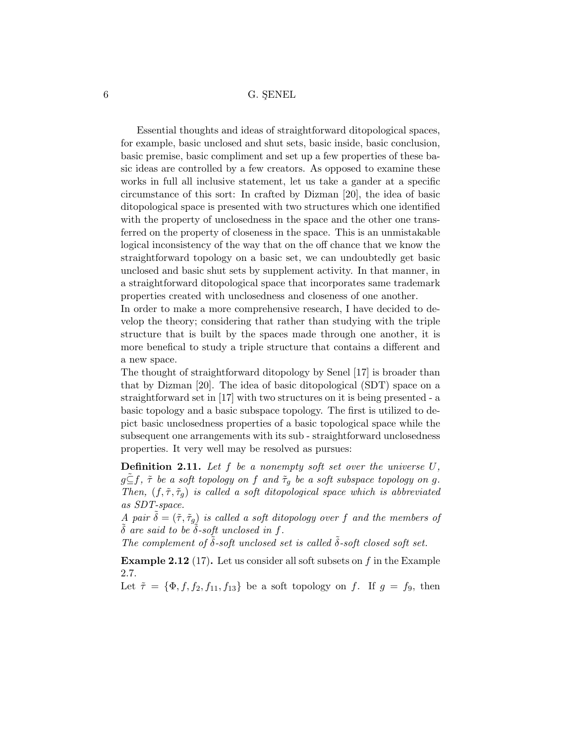Essential thoughts and ideas of straightforward ditopological spaces, for example, basic unclosed and shut sets, basic inside, basic conclusion, basic premise, basic compliment and set up a few properties of these basic ideas are controlled by a few creators. As opposed to examine these works in full all inclusive statement, let us take a gander at a specific circumstance of this sort: In crafted by Dizman [20], the idea of basic ditopological space is presented with two structures which one identified with the property of unclosedness in the space and the other one transferred on the property of closeness in the space. This is an unmistakable logical inconsistency of the way that on the off chance that we know the straightforward topology on a basic set, we can undoubtedly get basic unclosed and basic shut sets by supplement activity. In that manner, in a straightforward ditopological space that incorporates same trademark properties created with unclosedness and closeness of one another.
In order to make a more comprehensive research, I have decided to develop the theory; considering that rather than studying with the triple structure that is built by the spaces made through one another, it is more benefical to study a triple structure that contains a different and a new space.
The thought of straightforward ditopology by Senel [17] is broader than that by Dizman [20]. The idea of basic ditopological (SDT) space on a straightforward set in [17] with two structures on it is being presented - a basic topology and a basic subspace topology. The first is utilized to depict basic unclosedness properties of a basic topological space while the subsequent one arrangements with its sub - straightforward unclosedness properties. It very well may be resolved as pursues:

**Definition 2.11.** *Let $f$ be a nonempty soft set over the universe $U$, $g \tilde{\subseteq} f$, $\tilde{\tau}$ be a soft topology on $f$ and $\tilde{\tau}_g$ be a soft subspace topology on $g$. Then, $(f, \tilde{\tau}, \tilde{\tau}_g)$ is called a soft ditopological space which is abbreviated as SDT-space.*
*A pair $\tilde{\delta} = (\tilde{\tau}, \tilde{\tau}_g)$ is called a soft ditopology over $f$ and the members of $\tilde{\delta}$ are said to be $\tilde{\delta}$-soft unclosed in $f$.*
*The complement of $\tilde{\delta}$-soft unclosed set is called $\tilde{\delta}$-soft closed soft set.*

**Example 2.12** (17)**.** Let us consider all soft subsets on $f$ in the Example 2.7.
Let $\tilde{\tau} = \{\Phi, f, f_2, f_{11}, f_{13}\}$ be a soft topology on $f$. If $g = f_9$, then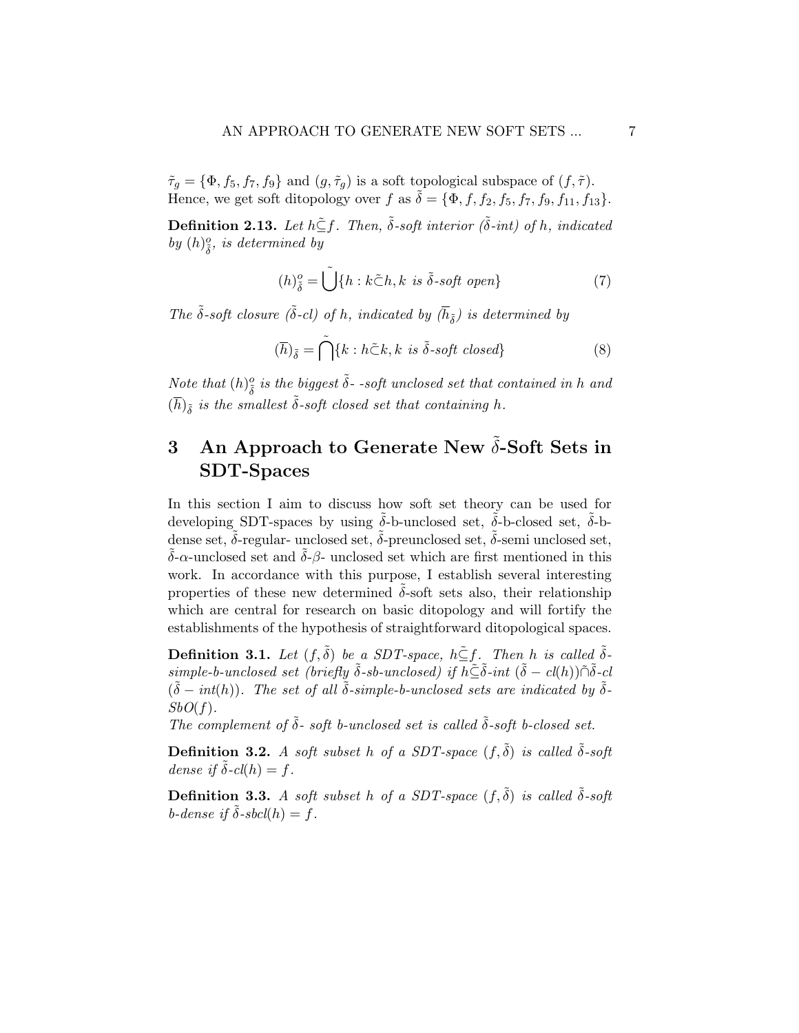$\tilde{\tau}_g = \{\Phi, f_5, f_7, f_9\}$ and $(g, \tilde{\tau}_g)$ is a soft topological subspace of $(f, \tilde{\tau})$. Hence, we get soft ditopology over $f$ as $\tilde{\delta} = \{\Phi, f, f_2, f_5, f_7, f_9, f_{11}, f_{13}\}$.

**Definition 2.13.** *Let $h \tilde{\subseteq} f$. Then, $\tilde{\delta}$-soft interior ($\tilde{\delta}$-int) of $h$, indicated by $(h)^o_{\tilde{\delta}}$, is determined by*

$$(h)^o_{\tilde{\delta}} = \tilde{\bigcup}\{h : k \tilde{\subset} h, k \text{ is } \tilde{\delta}\text{-soft open}\} \tag{7}$$

*The $\tilde{\delta}$-soft closure ($\tilde{\delta}$-cl) of $h$, indicated by $(\overline{h}_{\tilde{\delta}})$ is determined by*

$$(\overline{h})_{\tilde{\delta}} = \tilde{\bigcap}\{k : h \tilde{\subset} k, k \text{ is } \tilde{\delta}\text{-soft closed}\} \tag{8}$$

*Note that $(h)^o_{\tilde{\delta}}$ is the biggest $\tilde{\delta}$- -soft unclosed set that contained in $h$ and $(\overline{h})_{\tilde{\delta}}$ is the smallest $\tilde{\delta}$-soft closed set that containing $h$.*

# 3 An Approach to Generate New $\tilde{\delta}$-Soft Sets in SDT-Spaces

In this section I aim to discuss how soft set theory can be used for developing SDT-spaces by using $\tilde{\delta}$-b-unclosed set, $\tilde{\delta}$-b-closed set, $\tilde{\delta}$-b-dense set, $\tilde{\delta}$-regular- unclosed set, $\tilde{\delta}$-preunclosed set, $\tilde{\delta}$-semi unclosed set, $\tilde{\delta}$-$\alpha$-unclosed set and $\tilde{\delta}$-$\beta$- unclosed set which are first mentioned in this work. In accordance with this purpose, I establish several interesting properties of these new determined $\tilde{\delta}$-soft sets also, their relationship which are central for research on basic ditopology and will fortify the establishments of the hypothesis of straightforward ditopological spaces.

**Definition 3.1.** *Let $(f, \tilde{\delta})$ be a SDT-space, $h \tilde{\subseteq} f$. Then $h$ is called $\tilde{\delta}$-simple-b-unclosed set (briefly $\tilde{\delta}$-sb-unclosed) if $h \tilde{\subseteq} \tilde{\delta}$-int $(\tilde{\delta} - cl(h)) \tilde{\cap} \tilde{\delta}$-cl $(\tilde{\delta} - int(h))$. The set of all $\tilde{\delta}$-simple-b-unclosed sets are indicated by $\tilde{\delta}$-$SbO(f)$.*
*The complement of $\tilde{\delta}$- soft b-unclosed set is called $\tilde{\delta}$-soft b-closed set.*

**Definition 3.2.** *A soft subset $h$ of a SDT-space $(f, \tilde{\delta})$ is called $\tilde{\delta}$-soft dense if $\tilde{\delta}$-cl$(h) = f$.*

**Definition 3.3.** *A soft subset $h$ of a SDT-space $(f, \tilde{\delta})$ is called $\tilde{\delta}$-soft b-dense if $\tilde{\delta}$-sbcl$(h) = f$.*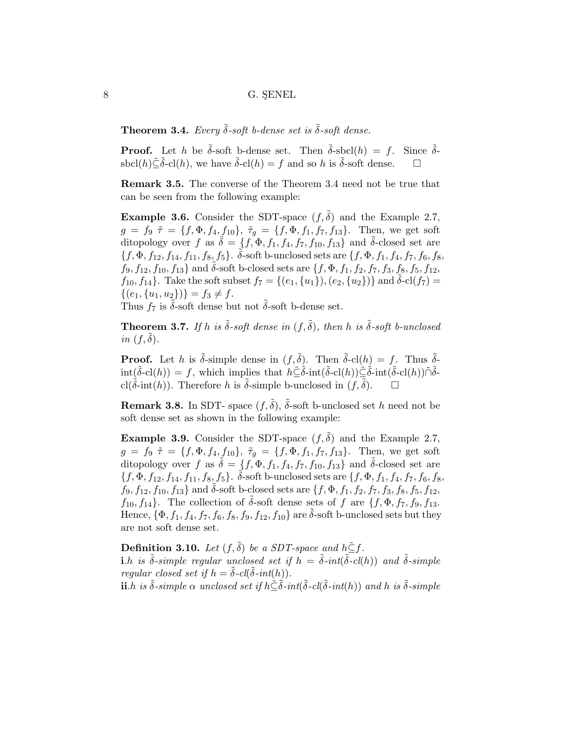**Theorem 3.4.** *Every $\tilde{\delta}$-soft b-dense set is $\tilde{\delta}$-soft dense.*

**Proof.** Let $h$ be $\tilde{\delta}$-soft b-dense set. Then $\tilde{\delta}$-sbcl$(h) = f$. Since $\tilde{\delta}$-sbcl$(h)\tilde{\subseteq}\tilde{\delta}$-cl$(h)$, we have $\tilde{\delta}$-cl$(h) = f$ and so $h$ is $\tilde{\delta}$-soft dense. $\square$

**Remark 3.5.** The converse of the Theorem 3.4 need not be true that can be seen from the following example:

**Example 3.6.** Consider the SDT-space $(f, \tilde{\delta})$ and the Example 2.7, $g = f_9$ $\tilde{\tau} = \{f, \Phi, f_4, f_{10}\}$, $\tilde{\tau}_g = \{f, \Phi, f_1, f_7, f_{13}\}$. Then, we get soft ditopology over $f$ as $\tilde{\delta} = \{f, \Phi, f_1, f_4, f_7, f_{10}, f_{13}\}$ and $\tilde{\delta}$-closed set are $\{f, \Phi, f_{12}, f_{14}, f_{11}, f_8, f_5\}$. $\tilde{\delta}$-soft b-unclosed sets are $\{f, \Phi, f_1, f_4, f_7, f_6, f_8, f_9, f_{12}, f_{10}, f_{13}\}$ and $\tilde{\delta}$-soft b-closed sets are $\{f, \Phi, f_1, f_2, f_7, f_3, f_8, f_5, f_{12}, f_{10}, f_{14}\}$. Take the soft subset $f_7 = \{(e_1, \{u_1\}), (e_2, \{u_2\})\}$ and $\tilde{\delta}$-cl$(f_7) = \{(e_1, \{u_1, u_2\})\} = f_3 \neq f$.
Thus $f_7$ is $\tilde{\delta}$-soft dense but not $\tilde{\delta}$-soft b-dense set.

**Theorem 3.7.** *If $h$ is $\tilde{\delta}$-soft dense in $(f, \tilde{\delta})$, then $h$ is $\tilde{\delta}$-soft b-unclosed in $(f, \tilde{\delta})$.*

**Proof.** Let $h$ is $\tilde{\delta}$-simple dense in $(f, \tilde{\delta})$. Then $\tilde{\delta}$-cl$(h) = f$. Thus $\tilde{\delta}$-int$(\tilde{\delta}$-cl$(h)) = f$, which implies that $h\tilde{\subseteq}\tilde{\delta}$-int$(\tilde{\delta}$-cl$(h))\tilde{\subseteq}\tilde{\delta}$-int$(\tilde{\delta}$-cl$(h))\tilde{\cap}\tilde{\delta}$-cl$(\tilde{\delta}$-int$(h))$. Therefore $h$ is $\tilde{\delta}$-simple b-unclosed in $(f, \tilde{\delta})$. $\square$

**Remark 3.8.** In SDT- space $(f, \tilde{\delta})$, $\tilde{\delta}$-soft b-unclosed set $h$ need not be soft dense set as shown in the following example:

**Example 3.9.** Consider the SDT-space $(f, \tilde{\delta})$ and the Example 2.7, $g = f_9$ $\tilde{\tau} = \{f, \Phi, f_4, f_{10}\}$, $\tilde{\tau}_g = \{f, \Phi, f_1, f_7, f_{13}\}$. Then, we get soft ditopology over $f$ as $\tilde{\delta} = \{f, \Phi, f_1, f_4, f_7, f_{10}, f_{13}\}$ and $\tilde{\delta}$-closed set are $\{f, \Phi, f_{12}, f_{14}, f_{11}, f_8, f_5\}$. $\tilde{\delta}$-soft b-unclosed sets are $\{f, \Phi, f_1, f_4, f_7, f_6, f_8, f_9, f_{12}, f_{10}, f_{13}\}$ and $\tilde{\delta}$-soft b-closed sets are $\{f, \Phi, f_1, f_2, f_7, f_3, f_8, f_5, f_{12}, f_{10}, f_{14}\}$. The collection of $\tilde{\delta}$-soft dense sets of $f$ are $\{f, \Phi, f_7, f_9, f_{13}$. Hence, $\{\Phi, f_1, f_4, f_7, f_6, f_8, f_9, f_{12}, f_{10}\}$ are $\tilde{\delta}$-soft b-unclosed sets but they are not soft dense set.

**Definition 3.10.** *Let $(f, \tilde{\delta})$ be a SDT-space and $h\tilde{\subseteq}f$.*
**i**.*$h$ is $\tilde{\delta}$-simple regular unclosed set if $h = \tilde{\delta}$-int$(\tilde{\delta}$-cl$(h))$ and $\tilde{\delta}$-simple regular closed set if $h = \tilde{\delta}$-cl$(\tilde{\delta}$-int$(h))$.*
**ii**.*$h$ is $\tilde{\delta}$-simple $\alpha$ unclosed set if $h\tilde{\subseteq}\tilde{\delta}$-int$(\tilde{\delta}$-cl$(\tilde{\delta}$-int$(h))$ and $h$ is $\tilde{\delta}$-simple*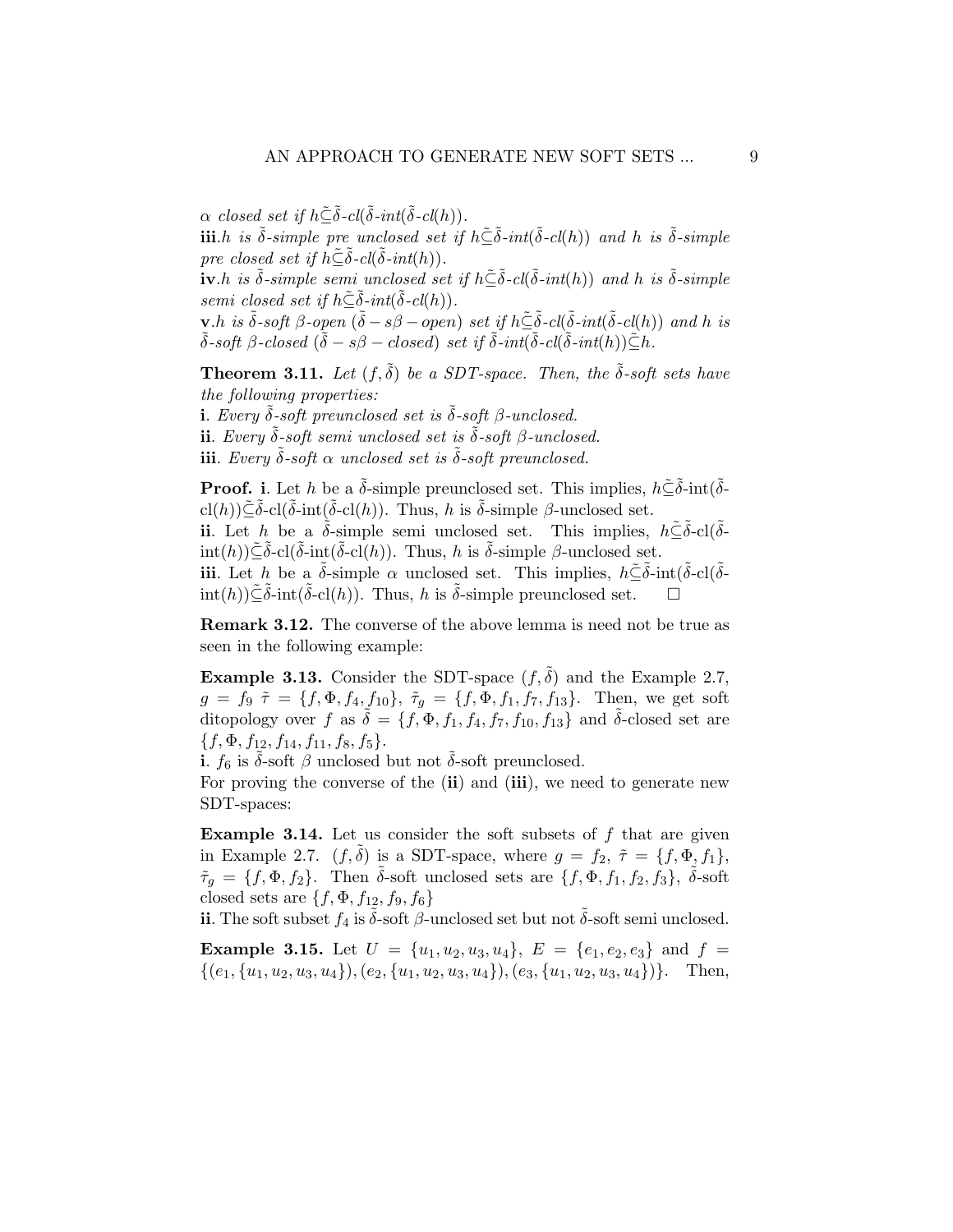$\alpha$ *closed set if* $h\tilde{\subseteq}\tilde{\delta}$-$cl(\tilde{\delta}$-$int(\tilde{\delta}$-$cl(h))$.

**iii**.*h is* $\tilde{\delta}$*-simple pre unclosed set if* $h\tilde{\subseteq}\tilde{\delta}$-$int(\tilde{\delta}$-$cl(h))$ *and h is* $\tilde{\delta}$*-simple pre closed set if* $h\tilde{\subseteq}\tilde{\delta}$-$cl(\tilde{\delta}$-$int(h))$.

**iv**.*h is* $\tilde{\delta}$*-simple semi unclosed set if* $h\tilde{\subseteq}\tilde{\delta}$-$cl(\tilde{\delta}$-$int(h))$ *and h is* $\tilde{\delta}$*-simple semi closed set if* $h\tilde{\subseteq}\tilde{\delta}$-$int(\tilde{\delta}$-$cl(h))$.

**v**.*h is* $\tilde{\delta}$*-soft* $\beta$*-open* ($\tilde{\delta}-s\beta-open$) *set if* $h\tilde{\subseteq}\tilde{\delta}$-$cl(\tilde{\delta}$-$int(\tilde{\delta}$-$cl(h))$ *and h is* $\tilde{\delta}$*-soft* $\beta$*-closed* ($\tilde{\delta}-s\beta-closed$) *set if* $\tilde{\delta}$-$int(\tilde{\delta}$-$cl(\tilde{\delta}$-$int(h))\tilde{\subseteq}h$.

**Theorem 3.11.** *Let* $(f,\tilde{\delta})$ *be a SDT-space. Then, the* $\tilde{\delta}$*-soft sets have the following properties:*

**i**. *Every* $\tilde{\delta}$*-soft preunclosed set is* $\tilde{\delta}$*-soft* $\beta$*-unclosed.*

**ii**. *Every* $\tilde{\delta}$*-soft semi unclosed set is* $\tilde{\delta}$*-soft* $\beta$*-unclosed.*

**iii**. *Every* $\tilde{\delta}$*-soft* $\alpha$ *unclosed set is* $\tilde{\delta}$*-soft preunclosed.*

**Proof. i**. Let $h$ be a $\tilde{\delta}$-simple preunclosed set. This implies, $h\tilde{\subseteq}\tilde{\delta}$-int($\tilde{\delta}$-cl($h$))$\tilde{\subseteq}\tilde{\delta}$-cl($\tilde{\delta}$-int($\tilde{\delta}$-cl($h$)). Thus, $h$ is $\tilde{\delta}$-simple $\beta$-unclosed set.

**ii**. Let $h$ be a $\tilde{\delta}$-simple semi unclosed set. This implies, $h\tilde{\subseteq}\tilde{\delta}$-cl($\tilde{\delta}$-int($h$))$\tilde{\subseteq}\tilde{\delta}$-cl($\tilde{\delta}$-int($\tilde{\delta}$-cl($h$)). Thus, $h$ is $\tilde{\delta}$-simple $\beta$-unclosed set.

**iii**. Let $h$ be a $\tilde{\delta}$-simple $\alpha$ unclosed set. This implies, $h\tilde{\subseteq}\tilde{\delta}$-int($\tilde{\delta}$-cl($\tilde{\delta}$-int($h$))$\tilde{\subseteq}\tilde{\delta}$-int($\tilde{\delta}$-cl($h$)). Thus, $h$ is $\tilde{\delta}$-simple preunclosed set. □

**Remark 3.12.** The converse of the above lemma is need not be true as seen in the following example:

**Example 3.13.** Consider the SDT-space $(f,\tilde{\delta})$ and the Example 2.7, $g = f_9$ $\tilde{\tau} = \{f,\Phi,f_4,f_{10}\}$, $\tilde{\tau}_g = \{f,\Phi,f_1,f_7,f_{13}\}$. Then, we get soft ditopology over $f$ as $\tilde{\delta} = \{f,\Phi,f_1,f_4,f_7,f_{10},f_{13}\}$ and $\tilde{\delta}$-closed set are $\{f,\Phi,f_{12},f_{14},f_{11},f_8,f_5\}$.

**i**. $f_6$ is $\tilde{\delta}$-soft $\beta$ unclosed but not $\tilde{\delta}$-soft preunclosed.

For proving the converse of the (**ii**) and (**iii**), we need to generate new SDT-spaces:

**Example 3.14.** Let us consider the soft subsets of $f$ that are given in Example 2.7. $(f,\tilde{\delta})$ is a SDT-space, where $g = f_2$, $\tilde{\tau} = \{f,\Phi,f_1\}$, $\tilde{\tau}_g = \{f,\Phi,f_2\}$. Then $\tilde{\delta}$-soft unclosed sets are $\{f,\Phi,f_1,f_2,f_3\}$, $\tilde{\delta}$-soft closed sets are $\{f,\Phi,f_{12},f_9,f_6\}$

**ii**. The soft subset $f_4$ is $\tilde{\delta}$-soft $\beta$-unclosed set but not $\tilde{\delta}$-soft semi unclosed.

**Example 3.15.** Let $U = \{u_1,u_2,u_3,u_4\}$, $E = \{e_1,e_2,e_3\}$ and $f = \{(e_1,\{u_1,u_2,u_3,u_4\}),(e_2,\{u_1,u_2,u_3,u_4\}),(e_3,\{u_1,u_2,u_3,u_4\})\}$. Then,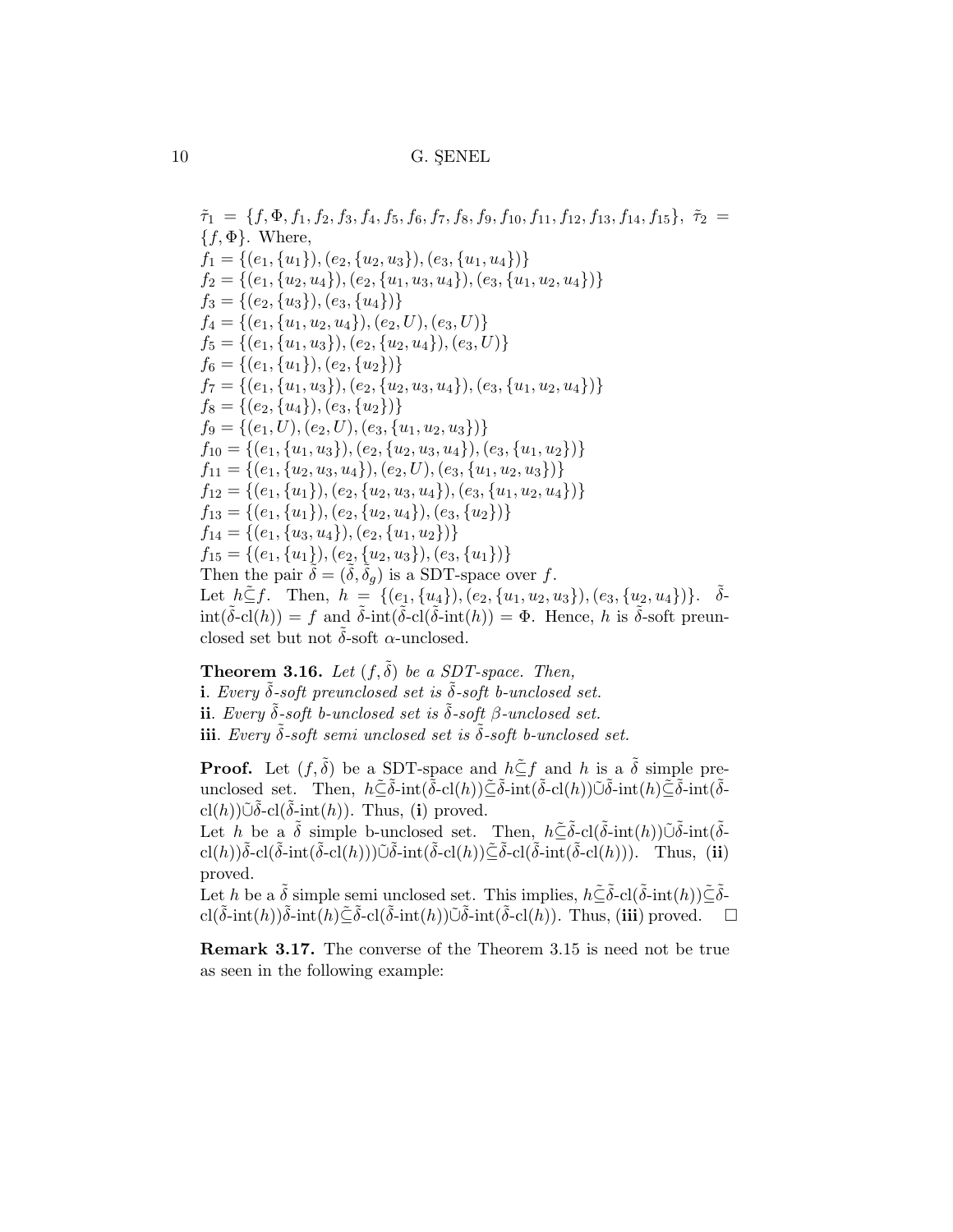$\tilde{\tau}_1 = \{f, \Phi, f_1, f_2, f_3, f_4, f_5, f_6, f_7, f_8, f_9, f_{10}, f_{11}, f_{12}, f_{13}, f_{14}, f_{15}\}$, $\tilde{\tau}_2 = \{f, \Phi\}$. Where,

$f_1 = \{(e_1, \{u_1\}), (e_2, \{u_2, u_3\}), (e_3, \{u_1, u_4\})\}$

$f_2 = \{(e_1, \{u_2, u_4\}), (e_2, \{u_1, u_3, u_4\}), (e_3, \{u_1, u_2, u_4\})\}$

$f_3 = \{(e_2, \{u_3\}), (e_3, \{u_4\})\}$

$f_4 = \{(e_1, \{u_1, u_2, u_4\}), (e_2, U), (e_3, U)\}$

$f_5 = \{(e_1, \{u_1, u_3\}), (e_2, \{u_2, u_4\}), (e_3, U)\}$

$f_6 = \{(e_1, \{u_1\}), (e_2, \{u_2\})\}$

$f_7 = \{(e_1, \{u_1, u_3\}), (e_2, \{u_2, u_3, u_4\}), (e_3, \{u_1, u_2, u_4\})\}$

$f_8 = \{(e_2, \{u_4\}), (e_3, \{u_2\})\}$

$f_9 = \{(e_1, U), (e_2, U), (e_3, \{u_1, u_2, u_3\})\}$

$f_{10} = \{(e_1, \{u_1, u_3\}), (e_2, \{u_2, u_3, u_4\}), (e_3, \{u_1, u_2\})\}$

$f_{11} = \{(e_1, \{u_2, u_3, u_4\}), (e_2, U), (e_3, \{u_1, u_2, u_3\})\}$

$f_{12} = \{(e_1, \{u_1\}), (e_2, \{u_2, u_3, u_4\}), (e_3, \{u_1, u_2, u_4\})\}$

$f_{13} = \{(e_1, \{u_1\}), (e_2, \{u_2, u_4\}), (e_3, \{u_2\})\}$

$f_{14} = \{(e_1, \{u_3, u_4\}), (e_2, \{u_1, u_2\})\}$

$f_{15} = \{(e_1, \{u_1\}), (e_2, \{u_2, u_3\}), (e_3, \{u_1\})\}$

Then the pair $\tilde{\delta} = (\tilde{\delta}, \tilde{\delta}_g)$ is a SDT-space over $f$.

Let $h \tilde{\subseteq} f$. Then, $h = \{(e_1, \{u_4\}), (e_2, \{u_1, u_2, u_3\}), (e_3, \{u_2, u_4\})\}$. $\tilde{\delta}$-int($\tilde{\delta}$-cl($h$)) $= f$ and $\tilde{\delta}$-int($\tilde{\delta}$-cl($\tilde{\delta}$-int($h$)) $= \Phi$. Hence, $h$ is $\tilde{\delta}$-soft preunclosed set but not $\tilde{\delta}$-soft $\alpha$-unclosed.

**Theorem 3.16.** *Let $(f, \tilde{\delta})$ be a SDT-space. Then,*

**i**. *Every $\tilde{\delta}$-soft preunclosed set is $\tilde{\delta}$-soft b-unclosed set.*

**ii**. *Every $\tilde{\delta}$-soft b-unclosed set is $\tilde{\delta}$-soft $\beta$-unclosed set.*

**iii**. *Every $\tilde{\delta}$-soft semi unclosed set is $\tilde{\delta}$-soft b-unclosed set.*

**Proof.** Let $(f, \tilde{\delta})$ be a SDT-space and $h \tilde{\subseteq} f$ and $h$ is a $\tilde{\delta}$ simple preunclosed set. Then, $h \tilde{\subseteq} \tilde{\delta}$-int($\tilde{\delta}$-cl($h$)) $\tilde{\subseteq} \tilde{\delta}$-int($\tilde{\delta}$-cl($h$)) $\tilde{\cup} \tilde{\delta}$-int($h$) $\tilde{\subseteq} \tilde{\delta}$-int($\tilde{\delta}$-cl($h$)) $\tilde{\cup} \tilde{\delta}$-cl($\tilde{\delta}$-int($h$)). Thus, (**i**) proved.

Let $h$ be a $\tilde{\delta}$ simple b-unclosed set. Then, $h \tilde{\subseteq} \tilde{\delta}$-cl($\tilde{\delta}$-int($h$)) $\tilde{\cup} \tilde{\delta}$-int($\tilde{\delta}$-cl($h$)) $\tilde{\delta}$-cl($\tilde{\delta}$-int($\tilde{\delta}$-cl($h$))) $\tilde{\cup} \tilde{\delta}$-int($\tilde{\delta}$-cl($h$)) $\tilde{\subseteq} \tilde{\delta}$-cl($\tilde{\delta}$-int($\tilde{\delta}$-cl($h$))). Thus, (**ii**) proved.

Let $h$ be a $\tilde{\delta}$ simple semi unclosed set. This implies, $h \tilde{\subseteq} \tilde{\delta}$-cl($\tilde{\delta}$-int($h$)) $\tilde{\subseteq} \tilde{\delta}$-cl($\tilde{\delta}$-int($h$)) $\tilde{\delta}$-int($h$) $\tilde{\subseteq} \tilde{\delta}$-cl($\tilde{\delta}$-int($h$)) $\tilde{\cup} \tilde{\delta}$-int($\tilde{\delta}$-cl($h$)). Thus, (**iii**) proved. $\square$

**Remark 3.17.** The converse of the Theorem 3.15 is need not be true as seen in the following example: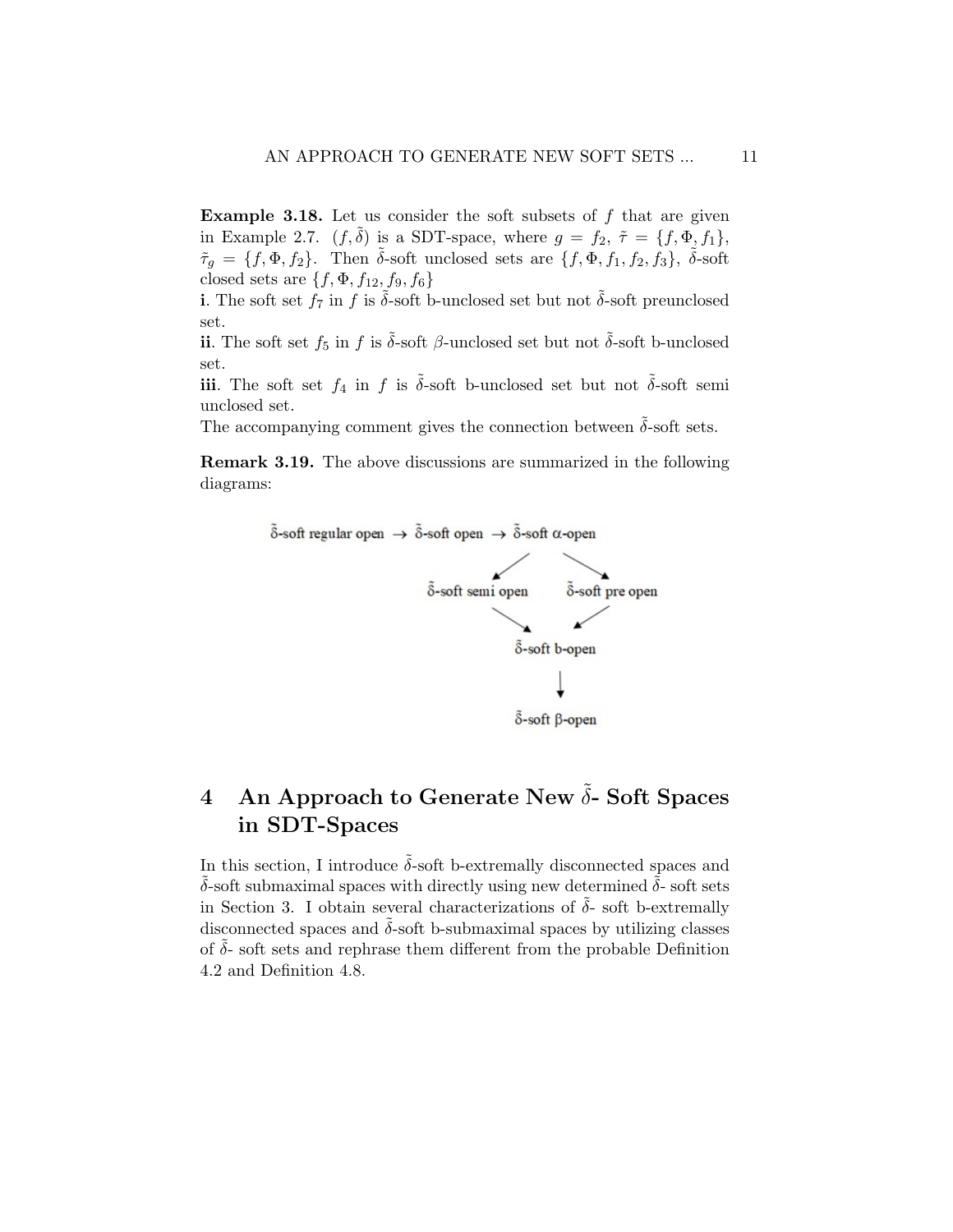**Example 3.18.** Let us consider the soft subsets of $f$ that are given in Example 2.7. $(f, \tilde{\delta})$ is a SDT-space, where $g = f_2$, $\tilde{\tau} = \{f, \Phi, f_1\}$, $\tilde{\tau}_g = \{f, \Phi, f_2\}$. Then $\tilde{\delta}$-soft unclosed sets are $\{f, \Phi, f_1, f_2, f_3\}$, $\tilde{\tilde{\delta}}$-soft closed sets are $\{f, \Phi, f_{12}, f_9, f_6\}$

**i**. The soft set $f_7$ in $f$ is $\tilde{\tilde{\delta}}$-soft b-unclosed set but not $\tilde{\tilde{\delta}}$-soft preunclosed set.

**ii**. The soft set $f_5$ in $f$ is $\tilde{\tilde{\delta}}$-soft $\beta$-unclosed set but not $\tilde{\tilde{\delta}}$-soft b-unclosed set.

**iii**. The soft set $f_4$ in $f$ is $\tilde{\tilde{\delta}}$-soft b-unclosed set but not $\tilde{\tilde{\delta}}$-soft semi unclosed set.

The accompanying comment gives the connection between $\tilde{\tilde{\delta}}$-soft sets.

**Remark 3.19.** The above discussions are summarized in the following diagrams:

```
δ̃̃-soft regular open → δ̃̃-soft open → δ̃̃-soft α-open
                                     ↙            ↘
                      δ̃̃-soft semi open      δ̃̃-soft pre open
                                     ↘            ↙
                                     δ̃̃-soft b-open
                                           ↓
                                     δ̃̃-soft β-open
```

## 4 An Approach to Generate New $\tilde{\tilde{\delta}}$- Soft Spaces in SDT-Spaces

In this section, I introduce $\tilde{\tilde{\delta}}$-soft b-extremally disconnected spaces and $\tilde{\tilde{\delta}}$-soft submaximal spaces with directly using new determined $\tilde{\tilde{\delta}}$- soft sets in Section 3. I obtain several characterizations of $\tilde{\tilde{\delta}}$- soft b-extremally disconnected spaces and $\tilde{\tilde{\delta}}$-soft b-submaximal spaces by utilizing classes of $\tilde{\delta}$- soft sets and rephrase them different from the probable Definition 4.2 and Definition 4.8.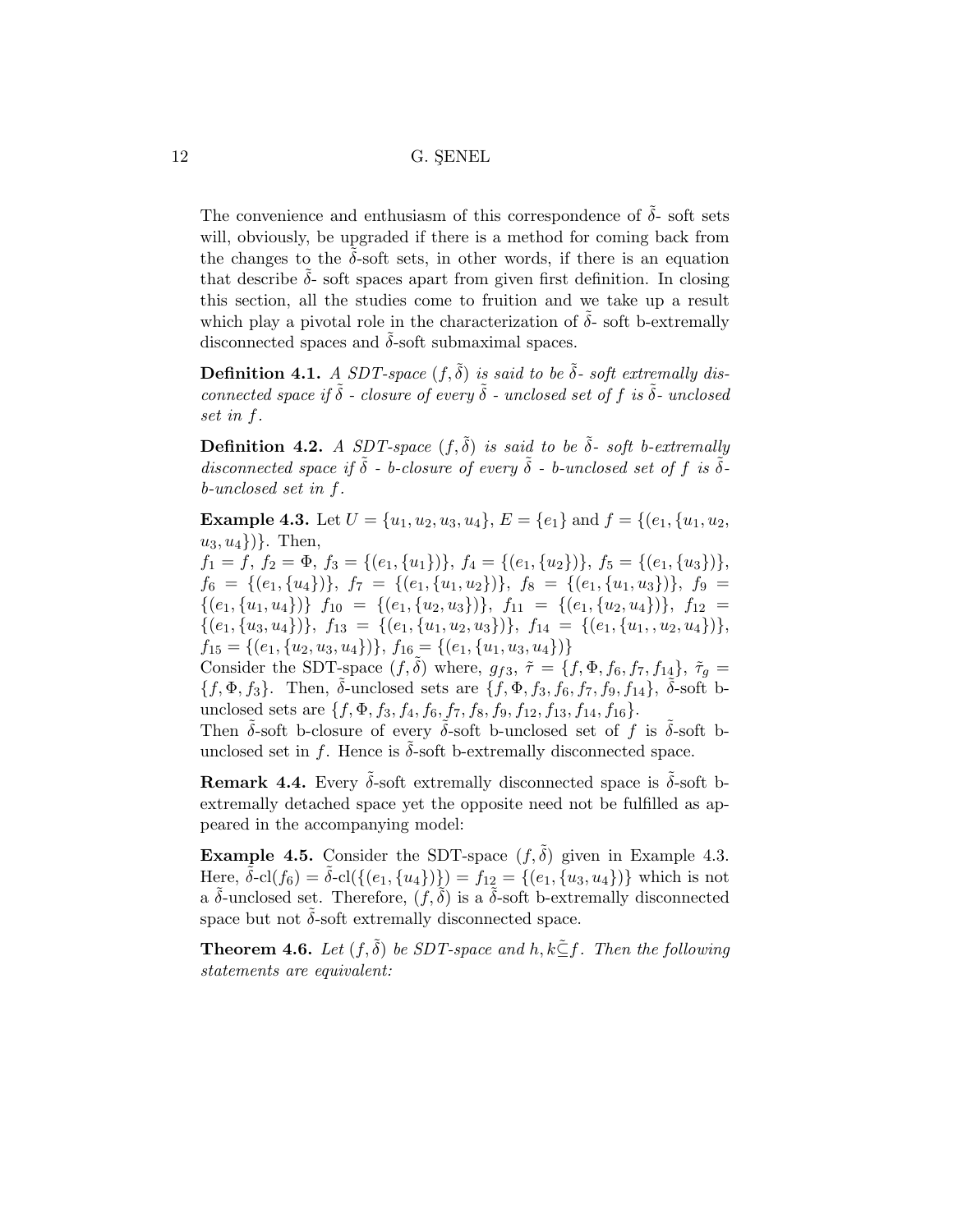The convenience and enthusiasm of this correspondence of $\tilde{\delta}$- soft sets will, obviously, be upgraded if there is a method for coming back from the changes to the $\tilde{\delta}$-soft sets, in other words, if there is an equation that describe $\tilde{\delta}$- soft spaces apart from given first definition. In closing this section, all the studies come to fruition and we take up a result which play a pivotal role in the characterization of $\tilde{\delta}$- soft b-extremally disconnected spaces and $\tilde{\delta}$-soft submaximal spaces.

**Definition 4.1.** *A SDT-space $(f, \tilde{\delta})$ is said to be $\tilde{\delta}$- soft extremally disconnected space if $\tilde{\delta}$ - closure of every $\tilde{\delta}$ - unclosed set of $f$ is $\tilde{\delta}$- unclosed set in $f$.*

**Definition 4.2.** *A SDT-space $(f, \tilde{\delta})$ is said to be $\tilde{\delta}$- soft b-extremally disconnected space if $\tilde{\delta}$ - b-closure of every $\tilde{\delta}$ - b-unclosed set of $f$ is $\tilde{\delta}$-b-unclosed set in $f$.*

**Example 4.3.** Let $U = \{u_1, u_2, u_3, u_4\}$, $E = \{e_1\}$ and $f = \{(e_1, \{u_1, u_2, u_3, u_4\})\}$. Then,
$f_1 = f$, $f_2 = \Phi$, $f_3 = \{(e_1, \{u_1\})\}$, $f_4 = \{(e_1, \{u_2\})\}$, $f_5 = \{(e_1, \{u_3\})\}$, $f_6 = \{(e_1, \{u_4\})\}$, $f_7 = \{(e_1, \{u_1, u_2\})\}$, $f_8 = \{(e_1, \{u_1, u_3\})\}$, $f_9 = \{(e_1, \{u_1, u_4\})\}$ $f_{10} = \{(e_1, \{u_2, u_3\})\}$, $f_{11} = \{(e_1, \{u_2, u_4\})\}$, $f_{12} = \{(e_1, \{u_3, u_4\})\}$, $f_{13} = \{(e_1, \{u_1, u_2, u_3\})\}$, $f_{14} = \{(e_1, \{u_1, , u_2, u_4\})\}$, $f_{15} = \{(e_1, \{u_2, u_3, u_4\})\}$, $f_{16} = \{(e_1, \{u_1, u_3, u_4\})\}$
Consider the SDT-space $(f, \tilde{\delta})$ where, $g_{f3}$, $\tilde{\tau} = \{f, \Phi, f_6, f_7, f_{14}\}$, $\tilde{\tau}_g = \{f, \Phi, f_3\}$. Then, $\tilde{\delta}$-unclosed sets are $\{f, \Phi, f_3, f_6, f_7, f_9, f_{14}\}$, $\tilde{\delta}$-soft b-unclosed sets are $\{f, \Phi, f_3, f_4, f_6, f_7, f_8, f_9, f_{12}, f_{13}, f_{14}, f_{16}\}$.
Then $\tilde{\delta}$-soft b-closure of every $\tilde{\delta}$-soft b-unclosed set of $f$ is $\tilde{\delta}$-soft b-unclosed set in $f$. Hence is $\tilde{\delta}$-soft b-extremally disconnected space.

**Remark 4.4.** Every $\tilde{\delta}$-soft extremally disconnected space is $\tilde{\delta}$-soft b-extremally detached space yet the opposite need not be fulfilled as appeared in the accompanying model:

**Example 4.5.** Consider the SDT-space $(f, \tilde{\delta})$ given in Example 4.3. Here, $\tilde{\delta}$-cl$(f_6) = \tilde{\delta}$-cl$(\{(e_1, \{u_4\})\}) = f_{12} = \{(e_1, \{u_3, u_4\})\}$ which is not a $\tilde{\delta}$-unclosed set. Therefore, $(f, \tilde{\delta})$ is a $\tilde{\delta}$-soft b-extremally disconnected space but not $\tilde{\delta}$-soft extremally disconnected space.

**Theorem 4.6.** *Let $(f, \tilde{\delta})$ be SDT-space and $h, k \tilde{\subseteq} f$. Then the following statements are equivalent:*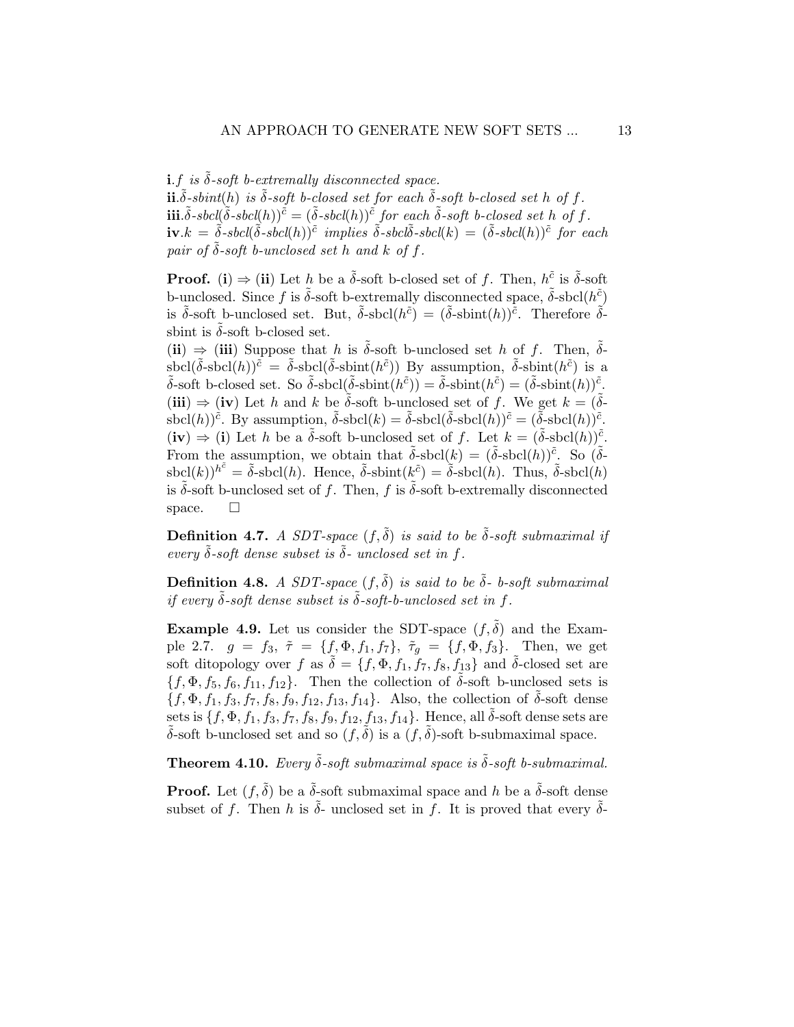**i**.*$f$ is $\tilde{\delta}$-soft b-extremally disconnected space.*
**ii**.*$\tilde{\delta}$-sbint$(h)$ is $\tilde{\delta}$-soft b-closed set for each $\tilde{\delta}$-soft b-closed set $h$ of $f$.*
**iii**.*$\tilde{\delta}$-sbcl$(\tilde{\delta}$-sbcl$(h))^{\tilde{c}} = (\tilde{\delta}$-sbcl$(h))^{\tilde{c}}$ for each $\tilde{\delta}$-soft b-closed set $h$ of $f$.*
**iv**.*$k = \tilde{\delta}$-sbcl$(\tilde{\delta}$-sbcl$(h))^{\tilde{c}}$ implies $\tilde{\delta}$-sbcl$\tilde{\delta}$-sbcl$(k) = (\tilde{\delta}$-sbcl$(h))^{\tilde{c}}$ for each pair of $\tilde{\delta}$-soft b-unclosed set $h$ and $k$ of $f$.*

**Proof.** (**i**) $\Rightarrow$ (**ii**) Let $h$ be a $\tilde{\delta}$-soft b-closed set of $f$. Then, $h^{\tilde{c}}$ is $\tilde{\delta}$-soft b-unclosed. Since $f$ is $\tilde{\delta}$-soft b-extremally disconnected space, $\tilde{\delta}$-sbcl$(h^{\tilde{c}})$ is $\tilde{\delta}$-soft b-unclosed set. But, $\tilde{\delta}$-sbcl$(h^{\tilde{c}}) = (\tilde{\delta}$-sbint$(h))^{\tilde{c}}$. Therefore $\tilde{\delta}$-sbint is $\tilde{\delta}$-soft b-closed set.
(**ii**) $\Rightarrow$ (**iii**) Suppose that $h$ is $\tilde{\delta}$-soft b-unclosed set $h$ of $f$. Then, $\tilde{\delta}$-sbcl$(\tilde{\delta}$-sbcl$(h))^{\tilde{c}} = \tilde{\delta}$-sbcl$(\tilde{\delta}$-sbint$(h^{\tilde{c}}))$ By assumption, $\tilde{\delta}$-sbint$(h^{\tilde{c}})$ is a $\tilde{\delta}$-soft b-closed set. So $\tilde{\delta}$-sbcl$(\tilde{\delta}$-sbint$(h^{\tilde{c}})) = \tilde{\delta}$-sbint$(h^{\tilde{c}}) = (\tilde{\delta}$-sbint$(h))^{\tilde{c}}$.
(**iii**) $\Rightarrow$ (**iv**) Let $h$ and $k$ be $\tilde{\delta}$-soft b-unclosed set of $f$. We get $k = (\tilde{\delta}$-sbcl$(h))^{\tilde{c}}$. By assumption, $\tilde{\delta}$-sbcl$(k) = \tilde{\delta}$-sbcl$(\tilde{\delta}$-sbcl$(h))^{\tilde{c}} = (\tilde{\delta}$-sbcl$(h))^{\tilde{c}}$.
(**iv**) $\Rightarrow$ (**i**) Let $h$ be a $\tilde{\delta}$-soft b-unclosed set of $f$. Let $k = (\tilde{\delta}$-sbcl$(h))^{\tilde{c}}$. From the assumption, we obtain that $\tilde{\delta}$-sbcl$(k) = (\tilde{\delta}$-sbcl$(h))^{\tilde{c}}$. So $(\tilde{\delta}$-sbcl$(k))^{h^{\tilde{c}}} = \tilde{\delta}$-sbcl$(h)$. Hence, $\tilde{\delta}$-sbint$(k^{\tilde{c}}) = \tilde{\delta}$-sbcl$(h)$. Thus, $\tilde{\delta}$-sbcl$(h)$ is $\tilde{\delta}$-soft b-unclosed set of $f$. Then, $f$ is $\tilde{\delta}$-soft b-extremally disconnected space. □

**Definition 4.7.** *A SDT-space $(f, \tilde{\delta})$ is said to be $\tilde{\delta}$-soft submaximal if every $\tilde{\delta}$-soft dense subset is $\tilde{\delta}$- unclosed set in $f$.*

**Definition 4.8.** *A SDT-space $(f, \tilde{\delta})$ is said to be $\tilde{\delta}$- b-soft submaximal if every $\tilde{\delta}$-soft dense subset is $\tilde{\delta}$-soft-b-unclosed set in $f$.*

**Example 4.9.** Let us consider the SDT-space $(f, \tilde{\delta})$ and the Example 2.7. $g = f_3$, $\tilde{\tau} = \{f, \Phi, f_1, f_7\}$, $\tilde{\tau}_g = \{f, \Phi, f_3\}$. Then, we get soft ditopology over $f$ as $\tilde{\delta} = \{f, \Phi, f_1, f_7, f_8, f_{13}\}$ and $\tilde{\delta}$-closed set are $\{f, \Phi, f_5, f_6, f_{11}, f_{12}\}$. Then the collection of $\tilde{\delta}$-soft b-unclosed sets is $\{f, \Phi, f_1, f_3, f_7, f_8, f_9, f_{12}, f_{13}, f_{14}\}$. Also, the collection of $\tilde{\delta}$-soft dense sets is $\{f, \Phi, f_1, f_3, f_7, f_8, f_9, f_{12}, f_{13}, f_{14}\}$. Hence, all $\tilde{\delta}$-soft dense sets are $\tilde{\delta}$-soft b-unclosed set and so $(f, \tilde{\delta})$ is a $(f, \tilde{\delta})$-soft b-submaximal space.

**Theorem 4.10.** *Every $\tilde{\delta}$-soft submaximal space is $\tilde{\delta}$-soft b-submaximal.*

**Proof.** Let $(f, \tilde{\delta})$ be a $\tilde{\delta}$-soft submaximal space and $h$ be a $\tilde{\delta}$-soft dense subset of $f$. Then $h$ is $\tilde{\delta}$- unclosed set in $f$. It is proved that every $\tilde{\delta}$-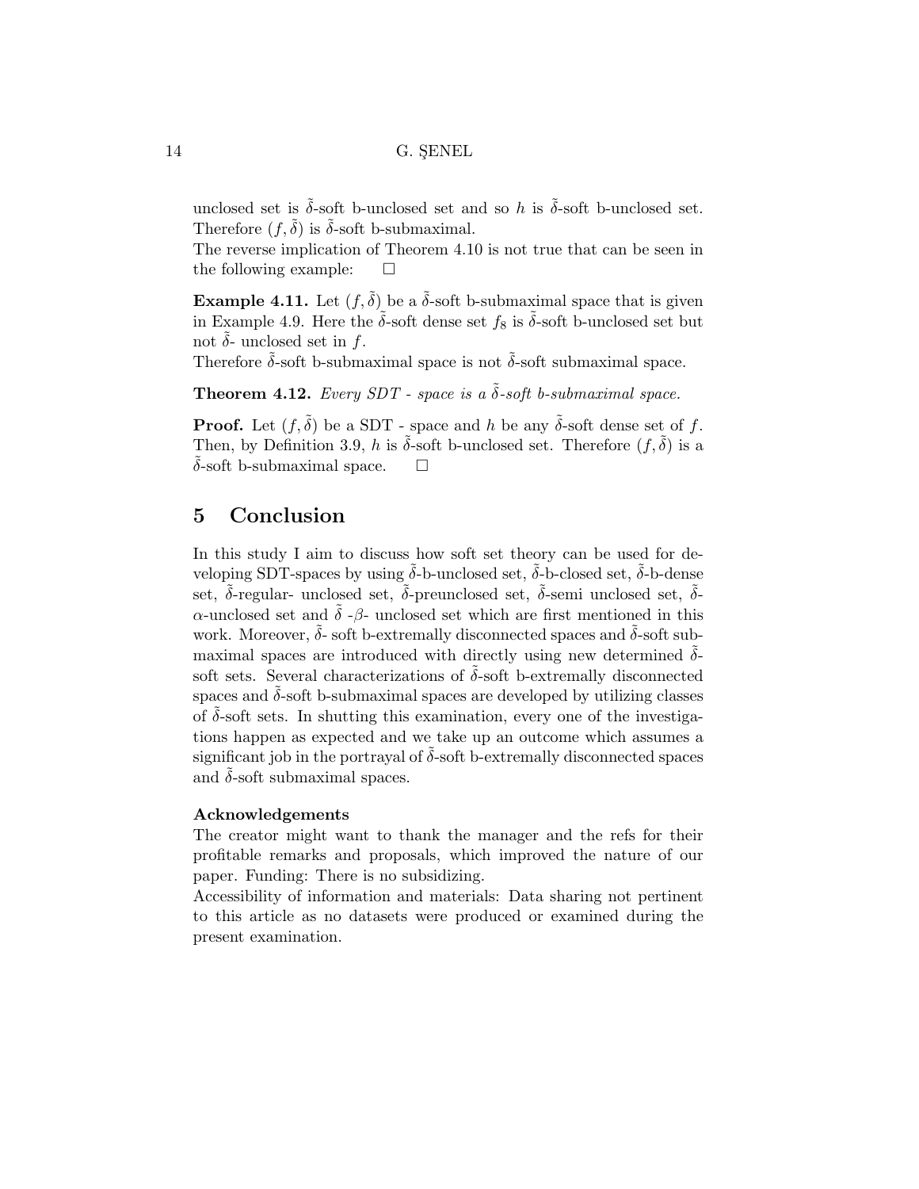unclosed set is $\tilde{\delta}$-soft b-unclosed set and so $h$ is $\tilde{\delta}$-soft b-unclosed set. Therefore $(f, \tilde{\delta})$ is $\tilde{\delta}$-soft b-submaximal.

The reverse implication of Theorem 4.10 is not true that can be seen in the following example: □

**Example 4.11.** Let $(f, \tilde{\delta})$ be a $\tilde{\delta}$-soft b-submaximal space that is given in Example 4.9. Here the $\tilde{\delta}$-soft dense set $f_8$ is $\tilde{\delta}$-soft b-unclosed set but not $\tilde{\delta}$- unclosed set in $f$.

Therefore $\tilde{\delta}$-soft b-submaximal space is not $\tilde{\delta}$-soft submaximal space.

**Theorem 4.12.** *Every SDT - space is a $\tilde{\delta}$-soft b-submaximal space.*

**Proof.** Let $(f, \tilde{\delta})$ be a SDT - space and $h$ be any $\tilde{\delta}$-soft dense set of $f$. Then, by Definition 3.9, $h$ is $\tilde{\delta}$-soft b-unclosed set. Therefore $(f, \tilde{\delta})$ is a $\tilde{\delta}$-soft b-submaximal space. □

## 5 Conclusion

In this study I aim to discuss how soft set theory can be used for developing SDT-spaces by using $\tilde{\delta}$-b-unclosed set, $\tilde{\delta}$-b-closed set, $\tilde{\delta}$-b-dense set, $\tilde{\delta}$-regular- unclosed set, $\tilde{\delta}$-preunclosed set, $\tilde{\delta}$-semi unclosed set, $\tilde{\delta}$-$\alpha$-unclosed set and $\tilde{\delta}$ -$\beta$- unclosed set which are first mentioned in this work. Moreover, $\tilde{\delta}$- soft b-extremally disconnected spaces and $\tilde{\delta}$-soft submaximal spaces are introduced with directly using new determined $\tilde{\delta}$-soft sets. Several characterizations of $\tilde{\delta}$-soft b-extremally disconnected spaces and $\tilde{\delta}$-soft b-submaximal spaces are developed by utilizing classes of $\tilde{\delta}$-soft sets. In shutting this examination, every one of the investigations happen as expected and we take up an outcome which assumes a significant job in the portrayal of $\tilde{\delta}$-soft b-extremally disconnected spaces and $\tilde{\delta}$-soft submaximal spaces.

### Acknowledgements

The creator might want to thank the manager and the refs for their profitable remarks and proposals, which improved the nature of our paper. Funding: There is no subsidizing.

Accessibility of information and materials: Data sharing not pertinent to this article as no datasets were produced or examined during the present examination.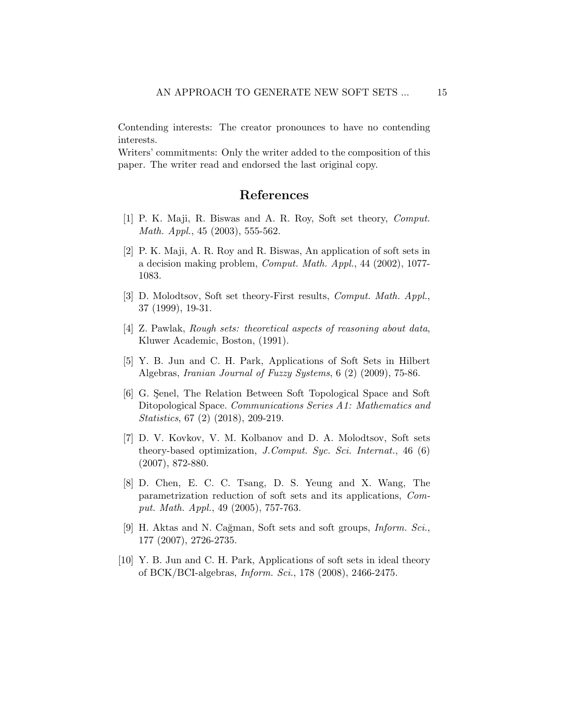Contending interests: The creator pronounces to have no contending interests.
Writers' commitments: Only the writer added to the composition of this paper. The writer read and endorsed the last original copy.

# References

[1] P. K. Maji, R. Biswas and A. R. Roy, Soft set theory, *Comput. Math. Appl.*, 45 (2003), 555-562.

[2] P. K. Maji, A. R. Roy and R. Biswas, An application of soft sets in a decision making problem, *Comput. Math. Appl.*, 44 (2002), 1077-1083.

[3] D. Molodtsov, Soft set theory-First results, *Comput. Math. Appl.*, 37 (1999), 19-31.

[4] Z. Pawlak, *Rough sets: theoretical aspects of reasoning about data*, Kluwer Academic, Boston, (1991).

[5] Y. B. Jun and C. H. Park, Applications of Soft Sets in Hilbert Algebras, *Iranian Journal of Fuzzy Systems*, 6 (2) (2009), 75-86.

[6] G. Şenel, The Relation Between Soft Topological Space and Soft Ditopological Space. *Communications Series A1: Mathematics and Statistics*, 67 (2) (2018), 209-219.

[7] D. V. Kovkov, V. M. Kolbanov and D. A. Molodtsov, Soft sets theory-based optimization, *J.Comput. Syc. Sci. Internat.*, 46 (6) (2007), 872-880.

[8] D. Chen, E. C. C. Tsang, D. S. Yeung and X. Wang, The parametrization reduction of soft sets and its applications, *Comput. Math. Appl.*, 49 (2005), 757-763.

[9] H. Aktas and N. Cağman, Soft sets and soft groups, *Inform. Sci.*, 177 (2007), 2726-2735.

[10] Y. B. Jun and C. H. Park, Applications of soft sets in ideal theory of BCK/BCI-algebras, *Inform. Sci.*, 178 (2008), 2466-2475.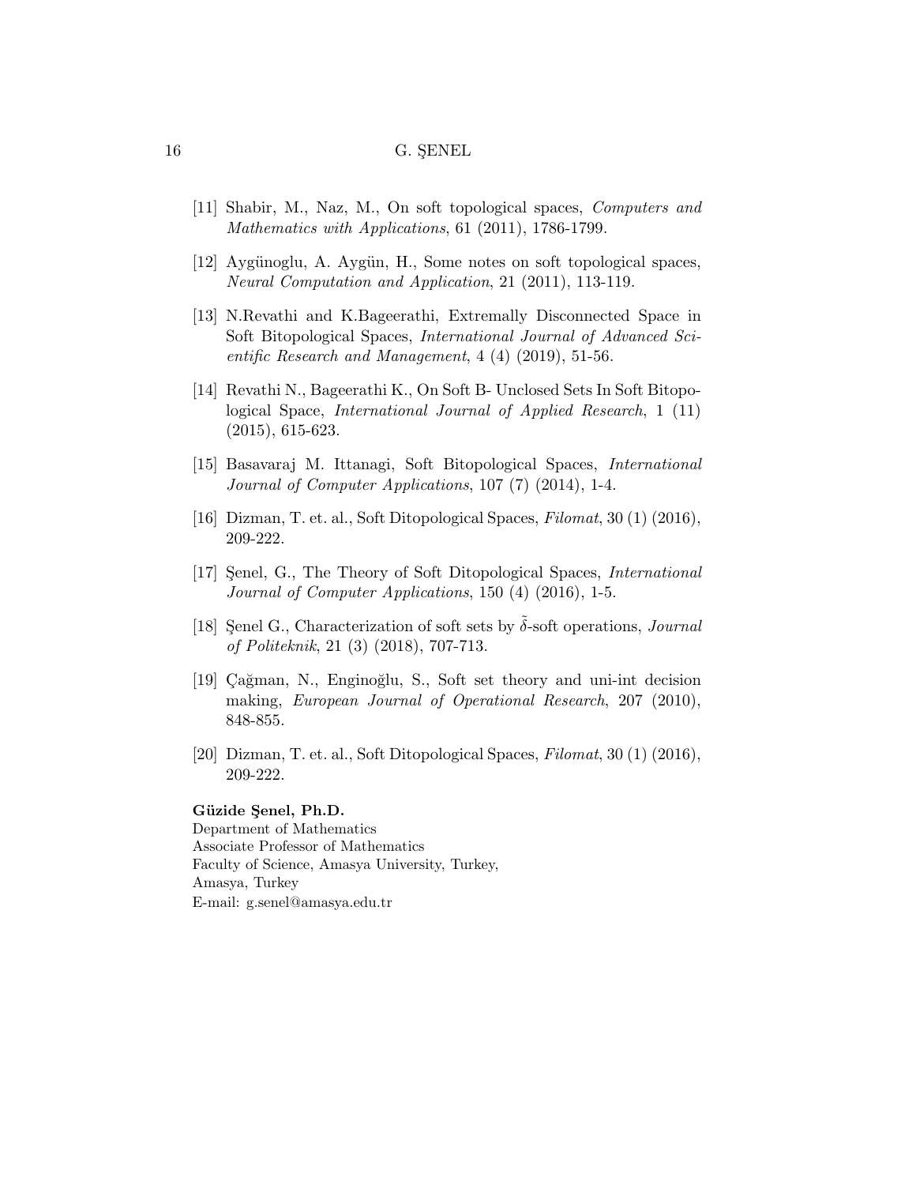[11] Shabir, M., Naz, M., On soft topological spaces, *Computers and Mathematics with Applications*, 61 (2011), 1786-1799.

[12] Aygünoglu, A. Aygün, H., Some notes on soft topological spaces, *Neural Computation and Application*, 21 (2011), 113-119.

[13] N.Revathi and K.Bageerathi, Extremally Disconnected Space in Soft Bitopological Spaces, *International Journal of Advanced Scientific Research and Management*, 4 (4) (2019), 51-56.

[14] Revathi N., Bageerathi K., On Soft B- Unclosed Sets In Soft Bitopological Space, *International Journal of Applied Research*, 1 (11) (2015), 615-623.

[15] Basavaraj M. Ittanagi, Soft Bitopological Spaces, *International Journal of Computer Applications*, 107 (7) (2014), 1-4.

[16] Dizman, T. et. al., Soft Ditopological Spaces, *Filomat*, 30 (1) (2016), 209-222.

[17] Şenel, G., The Theory of Soft Ditopological Spaces, *International Journal of Computer Applications*, 150 (4) (2016), 1-5.

[18] Şenel G., Characterization of soft sets by $\tilde{\delta}$-soft operations, *Journal of Politeknik*, 21 (3) (2018), 707-713.

[19] Çağman, N., Enginoğlu, S., Soft set theory and uni-int decision making, *European Journal of Operational Research*, 207 (2010), 848-855.

[20] Dizman, T. et. al., Soft Ditopological Spaces, *Filomat*, 30 (1) (2016), 209-222.

**Güzide Şenel, Ph.D.**
Department of Mathematics
Associate Professor of Mathematics
Faculty of Science, Amasya University, Turkey,
Amasya, Turkey
E-mail: g.senel@amasya.edu.tr